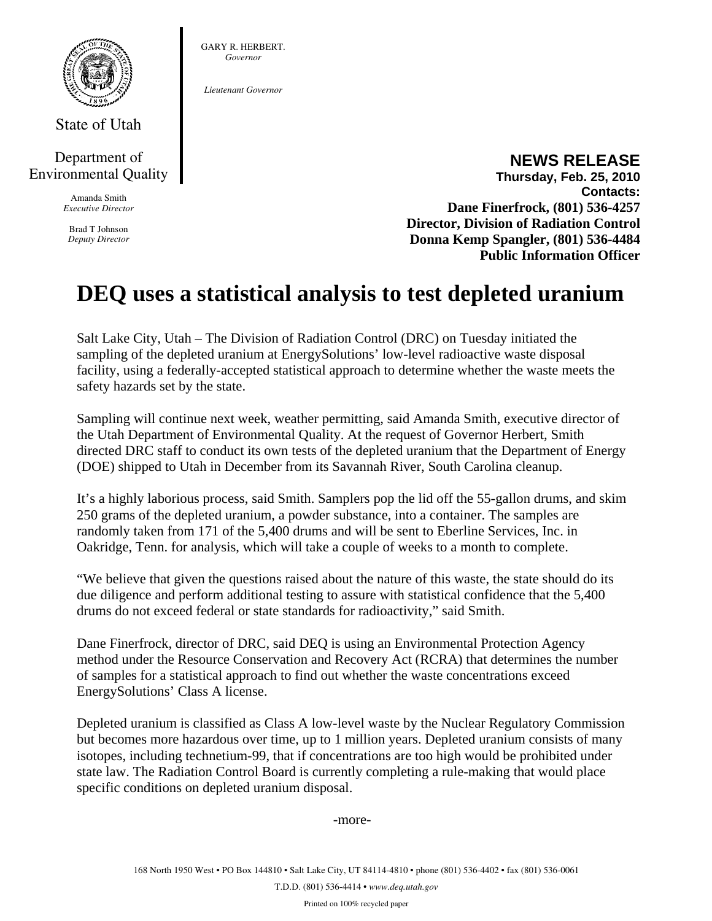State of Utah

Department of Environmental Quality

Amanda Smith
*Executive Director*

Brad T Johnson
*Deputy Director*

GARY R. HERBERT.
*Governor*

*Lieutenant Governor*

**NEWS RELEASE**
**Thursday, Feb. 25, 2010**
**Contacts:**
**Dane Finerfrock, (801) 536-4257**
**Director, Division of Radiation Control**
**Donna Kemp Spangler, (801) 536-4484**
**Public Information Officer**

# DEQ uses a statistical analysis to test depleted uranium

Salt Lake City, Utah – The Division of Radiation Control (DRC) on Tuesday initiated the sampling of the depleted uranium at EnergySolutions' low-level radioactive waste disposal facility, using a federally-accepted statistical approach to determine whether the waste meets the safety hazards set by the state.

Sampling will continue next week, weather permitting, said Amanda Smith, executive director of the Utah Department of Environmental Quality. At the request of Governor Herbert, Smith directed DRC staff to conduct its own tests of the depleted uranium that the Department of Energy (DOE) shipped to Utah in December from its Savannah River, South Carolina cleanup.

It's a highly laborious process, said Smith. Samplers pop the lid off the 55-gallon drums, and skim 250 grams of the depleted uranium, a powder substance, into a container. The samples are randomly taken from 171 of the 5,400 drums and will be sent to Eberline Services, Inc. in Oakridge, Tenn. for analysis, which will take a couple of weeks to a month to complete.

"We believe that given the questions raised about the nature of this waste, the state should do its due diligence and perform additional testing to assure with statistical confidence that the 5,400 drums do not exceed federal or state standards for radioactivity," said Smith.

Dane Finerfrock, director of DRC, said DEQ is using an Environmental Protection Agency method under the Resource Conservation and Recovery Act (RCRA) that determines the number of samples for a statistical approach to find out whether the waste concentrations exceed EnergySolutions' Class A license.

Depleted uranium is classified as Class A low-level waste by the Nuclear Regulatory Commission but becomes more hazardous over time, up to 1 million years. Depleted uranium consists of many isotopes, including technetium-99, that if concentrations are too high would be prohibited under state law. The Radiation Control Board is currently completing a rule-making that would place specific conditions on depleted uranium disposal.

-more-

168 North 1950 West • PO Box 144810 • Salt Lake City, UT 84114-4810 • phone (801) 536-4402 • fax (801) 536-0061
T.D.D. (801) 536-4414 • *www.deq.utah.gov*
Printed on 100% recycled paper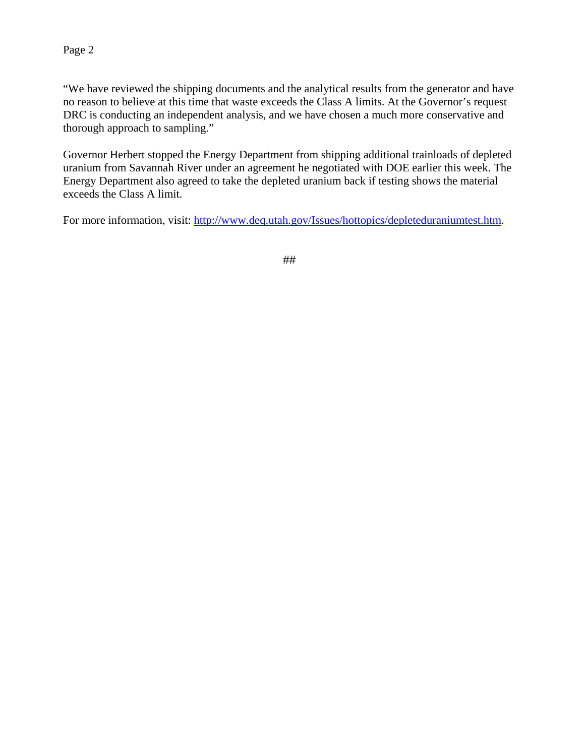"We have reviewed the shipping documents and the analytical results from the generator and have no reason to believe at this time that waste exceeds the Class A limits. At the Governor's request DRC is conducting an independent analysis, and we have chosen a much more conservative and thorough approach to sampling."

Governor Herbert stopped the Energy Department from shipping additional trainloads of depleted uranium from Savannah River under an agreement he negotiated with DOE earlier this week. The Energy Department also agreed to take the depleted uranium back if testing shows the material exceeds the Class A limit.

For more information, visit: [http://www.deq.utah.gov/Issues/hottopics/depleteduraniumtest.htm](http://www.deq.utah.gov/Issues/hottopics/depleteduraniumtest.htm).

##